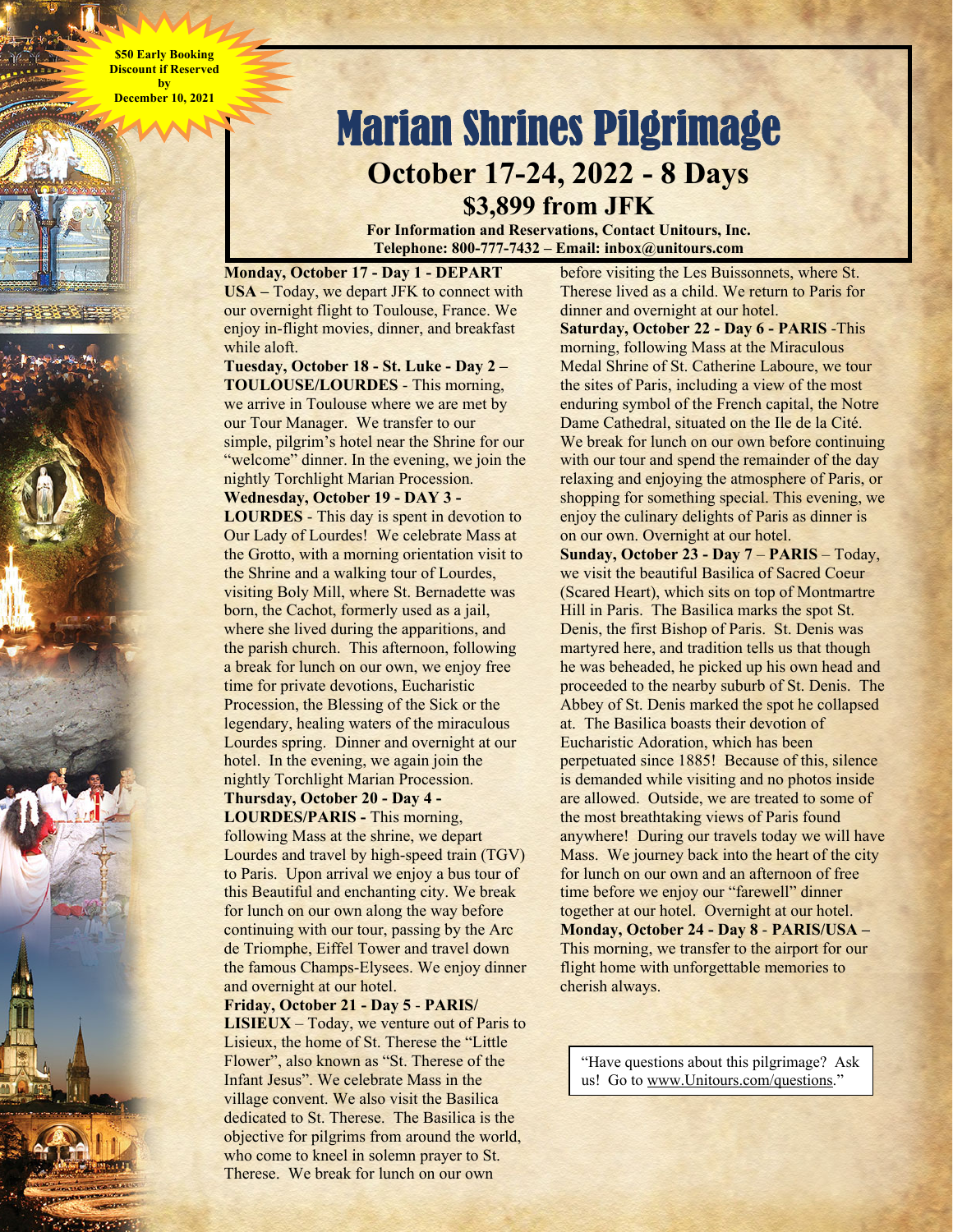**$50 Early Booking Discount if Reserved by December 10, 2021**

# Marian Shrines Pilgrimage

## October 17-24, 2022 - 8 Days

## $3,899 from JFK

**For Information and Reservations, Contact Unitours, Inc.**
**Telephone: 800-777-7432 – Email: inbox@unitours.com**

**Monday, October 17 - Day 1 - DEPART USA –** Today, we depart JFK to connect with our overnight flight to Toulouse, France. We enjoy in-flight movies, dinner, and breakfast while aloft.

**Tuesday, October 18 - St. Luke - Day 2 – TOULOUSE/LOURDES** - This morning, we arrive in Toulouse where we are met by our Tour Manager. We transfer to our simple, pilgrim's hotel near the Shrine for our "welcome" dinner. In the evening, we join the nightly Torchlight Marian Procession.

**Wednesday, October 19 - DAY 3 - LOURDES** - This day is spent in devotion to Our Lady of Lourdes! We celebrate Mass at the Grotto, with a morning orientation visit to the Shrine and a walking tour of Lourdes, visiting Boly Mill, where St. Bernadette was born, the Cachot, formerly used as a jail, where she lived during the apparitions, and the parish church. This afternoon, following a break for lunch on our own, we enjoy free time for private devotions, Eucharistic Procession, the Blessing of the Sick or the legendary, healing waters of the miraculous Lourdes spring. Dinner and overnight at our hotel. In the evening, we again join the nightly Torchlight Marian Procession.

**Thursday, October 20 - Day 4 - LOURDES/PARIS -** This morning, following Mass at the shrine, we depart Lourdes and travel by high-speed train (TGV) to Paris. Upon arrival we enjoy a bus tour of this Beautiful and enchanting city. We break for lunch on our own along the way before continuing with our tour, passing by the Arc de Triomphe, Eiffel Tower and travel down the famous Champs-Elysees. We enjoy dinner and overnight at our hotel.

**Friday, October 21 - Day 5 - PARIS/ LISIEUX** – Today, we venture out of Paris to Lisieux, the home of St. Therese the "Little Flower", also known as "St. Therese of the Infant Jesus". We celebrate Mass in the village convent. We also visit the Basilica dedicated to St. Therese. The Basilica is the objective for pilgrims from around the world, who come to kneel in solemn prayer to St. Therese. We break for lunch on our own before visiting the Les Buissonnets, where St. Therese lived as a child. We return to Paris for dinner and overnight at our hotel.

**Saturday, October 22 - Day 6 - PARIS** -This morning, following Mass at the Miraculous Medal Shrine of St. Catherine Laboure, we tour the sites of Paris, including a view of the most enduring symbol of the French capital, the Notre Dame Cathedral, situated on the Ile de la Cité. We break for lunch on our own before continuing with our tour and spend the remainder of the day relaxing and enjoying the atmosphere of Paris, or shopping for something special. This evening, we enjoy the culinary delights of Paris as dinner is on our own. Overnight at our hotel.

**Sunday, October 23 - Day 7** – **PARIS** – Today, we visit the beautiful Basilica of Sacred Coeur (Scared Heart), which sits on top of Montmartre Hill in Paris. The Basilica marks the spot St. Denis, the first Bishop of Paris. St. Denis was martyred here, and tradition tells us that though he was beheaded, he picked up his own head and proceeded to the nearby suburb of St. Denis. The Abbey of St. Denis marked the spot he collapsed at. The Basilica boasts their devotion of Eucharistic Adoration, which has been perpetuated since 1885! Because of this, silence is demanded while visiting and no photos inside are allowed. Outside, we are treated to some of the most breathtaking views of Paris found anywhere! During our travels today we will have Mass. We journey back into the heart of the city for lunch on our own and an afternoon of free time before we enjoy our "farewell" dinner together at our hotel. Overnight at our hotel.

**Monday, October 24 - Day 8** - **PARIS/USA –** This morning, we transfer to the airport for our flight home with unforgettable memories to cherish always.

"Have questions about this pilgrimage? Ask us! Go to www.Unitours.com/questions."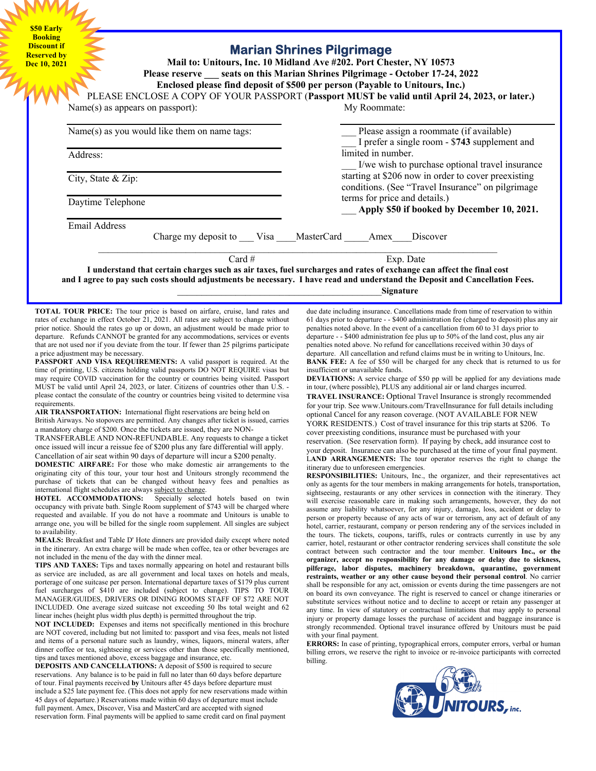**$50 Early Booking Discount if Reserved by Dec 10, 2021**

# Marian Shrines Pilgrimage

**Mail to: Unitours, Inc. 10 Midland Ave #202. Port Chester, NY 10573**

**Please reserve ___ seats on this Marian Shrines Pilgrimage - October 17-24, 2022**

**Enclosed please find deposit of $500 per person (Payable to Unitours, Inc.)**

PLEASE ENCLOSE A COPY OF YOUR PASSPORT (**Passport MUST be valid until April 24, 2023, or later.)**

Name(s) as appears on passport):

Name(s) as you would like them on name tags:

Address:

City, State & Zip:

Daytime Telephone

Email Address

My Roommate:

___ Please assign a roommate (if available)

___ I prefer a single room - $**743** supplement and limited in number.

___ I/we wish to purchase optional travel insurance starting at $206 now in order to cover preexisting conditions. (See "Travel Insurance" on pilgrimage terms for price and details.)

___ **Apply $50 if booked by December 10, 2021.**

Charge my deposit to ___ Visa ____MasterCard _____Amex____Discover

Card # Exp. Date

**I understand that certain charges such as air taxes, fuel surcharges and rates of exchange can affect the final cost and I agree to pay such costs should adjustments be necessary. I have read and understand the Deposit and Cancellation Fees.**

_____________________________________________**Signature**

**TOTAL TOUR PRICE:** The tour price is based on airfare, cruise, land rates and rates of exchange in effect October 21, 2021. All rates are subject to change without prior notice. Should the rates go up or down, an adjustment would be made prior to departure. Refunds CANNOT be granted for any accommodations, services or events that are not used nor if you deviate from the tour. If fewer than 25 pilgrims participate a price adjustment may be necessary.

**PASSPORT AND VISA REQUIREMENTS:** A valid passport is required. At the time of printing, U.S. citizens holding valid passports DO NOT REQUIRE visas but may require COVID vaccination for the country or countries being visited. Passport MUST be valid until April 24, 2023, or later. Citizens of countries other than U.S. - please contact the consulate of the country or countries being visited to determine visa requirements.

**AIR TRANSPORTATION:** International flight reservations are being held on British Airways. No stopovers are permitted. Any changes after ticket is issued, carries a mandatory charge of $200. Once the tickets are issued, they are NON-TRANSFERABLE AND NON-REFUNDABLE. Any requests to change a ticket once issued will incur a reissue fee of $200 plus any fare differential will apply. Cancellation of air seat within 90 days of departure will incur a $200 penalty.

**DOMESTIC AIRFARE:** For those who make domestic air arrangements to the originating city of this tour, your tour host and Unitours strongly recommend the purchase of tickets that can be changed without heavy fees and penalties as international flight schedules are always subject to change.

**HOTEL ACCOMMODATIONS:** Specially selected hotels based on twin occupancy with private bath. Single Room supplement of $743 will be charged where requested and available. If you do not have a roommate and Unitours is unable to arrange one, you will be billed for the single room supplement. All singles are subject to availability.

**MEALS:** Breakfast and Table D' Hote dinners are provided daily except where noted in the itinerary. An extra charge will be made when coffee, tea or other beverages are not included in the menu of the day with the dinner meal.

**TIPS AND TAXES:** Tips and taxes normally appearing on hotel and restaurant bills as service are included, as are all government and local taxes on hotels and meals, porterage of one suitcase per person. International departure taxes of $179 plus current fuel surcharges of $410 are included (subject to change). TIPS TO TOUR MANAGER/GUIDES, DRIVERS OR DINING ROOMS STAFF OF $72 ARE NOT INCLUDED. One average sized suitcase not exceeding 50 lbs total weight and 62 linear inches (height plus width plus depth) is permitted throughout the trip.

**NOT INCLUDED:** Expenses and items not specifically mentioned in this brochure are NOT covered, including but not limited to: passport and visa fees, meals not listed and items of a personal nature such as laundry, wines, liquors, mineral waters, after dinner coffee or tea, sightseeing or services other than those specifically mentioned, tips and taxes mentioned above, excess baggage and insurance, etc.

**DEPOSITS AND CANCELLATIONS:** A deposit of $500 is required to secure reservations. Any balance is to be paid in full no later than 60 days before departure of tour. Final payments received **by** Unitours after 45 days before departure must include a $25 late payment fee. (This does not apply for new reservations made within 45 days of departure.) Reservations made within 60 days of departure must include full payment. Amex, Discover, Visa and MasterCard are accepted with signed reservation form. Final payments will be applied to same credit card on final payment due date including insurance. Cancellations made from time of reservation to within 61 days prior to departure - - $400 administration fee (charged to deposit) plus any air penalties noted above. In the event of a cancellation from 60 to 31 days prior to departure - - $400 administration fee plus up to 50% of the land cost, plus any air penalties noted above. No refund for cancellations received within 30 days of departure. All cancellation and refund claims must be in writing to Unitours, Inc.

**BANK FEE:** A fee of $50 will be charged for any check that is returned to us for insufficient or unavailable funds.

**DEVIATIONS:** A service charge of $50 pp will be applied for any deviations made in tour, (where possible), PLUS any additional air or land charges incurred.

**TRAVEL INSURANCE:** Optional Travel Insurance is strongly recommended for your trip. See www.Unitours.com/TravelInsurance for full details including optional Cancel for any reason coverage. (NOT AVAILABLE FOR NEW YORK RESIDENTS.) Cost of travel insurance for this trip starts at $206. To cover preexisting conditions, insurance must be purchased with your reservation. (See reservation form). If paying by check, add insurance cost to your deposit. Insurance can also be purchased at the time of your final payment.

**LAND ARRANGEMENTS:** The tour operator reserves the right to change the itinerary due to unforeseen emergencies.

**RESPONSIBILITIES:** Unitours, Inc., the organizer, and their representatives act only as agents for the tour members in making arrangements for hotels, transportation, sightseeing, restaurants or any other services in connection with the itinerary. They will exercise reasonable care in making such arrangements, however, they do not assume any liability whatsoever, for any injury, damage, loss, accident or delay to person or property because of any acts of war or terrorism, any act of default of any hotel, carrier, restaurant, company or person rendering any of the services included in the tours. The tickets, coupons, tariffs, rules or contracts currently in use by any carrier, hotel, restaurant or other contractor rendering services shall constitute the sole contract between such contractor and the tour member. **Unitours Inc., or the organizer, accept no responsibility for any damage or delay due to sickness, pilferage, labor disputes, machinery breakdown, quarantine, government restraints, weather or any other cause beyond their personal control.** No carrier shall be responsible for any act, omission or events during the time passengers are not on board its own conveyance. The right is reserved to cancel or change itineraries or substitute services without notice and to decline to accept or retain any passenger at any time. In view of statutory or contractual limitations that may apply to personal injury or property damage losses the purchase of accident and baggage insurance is strongly recommended. Optional travel insurance offered by Unitours must be paid with your final payment.

**ERRORS:** In case of printing, typographical errors, computer errors, verbal or human billing errors, we reserve the right to invoice or re-invoice participants with corrected billing.

60th UNITOURS, inc.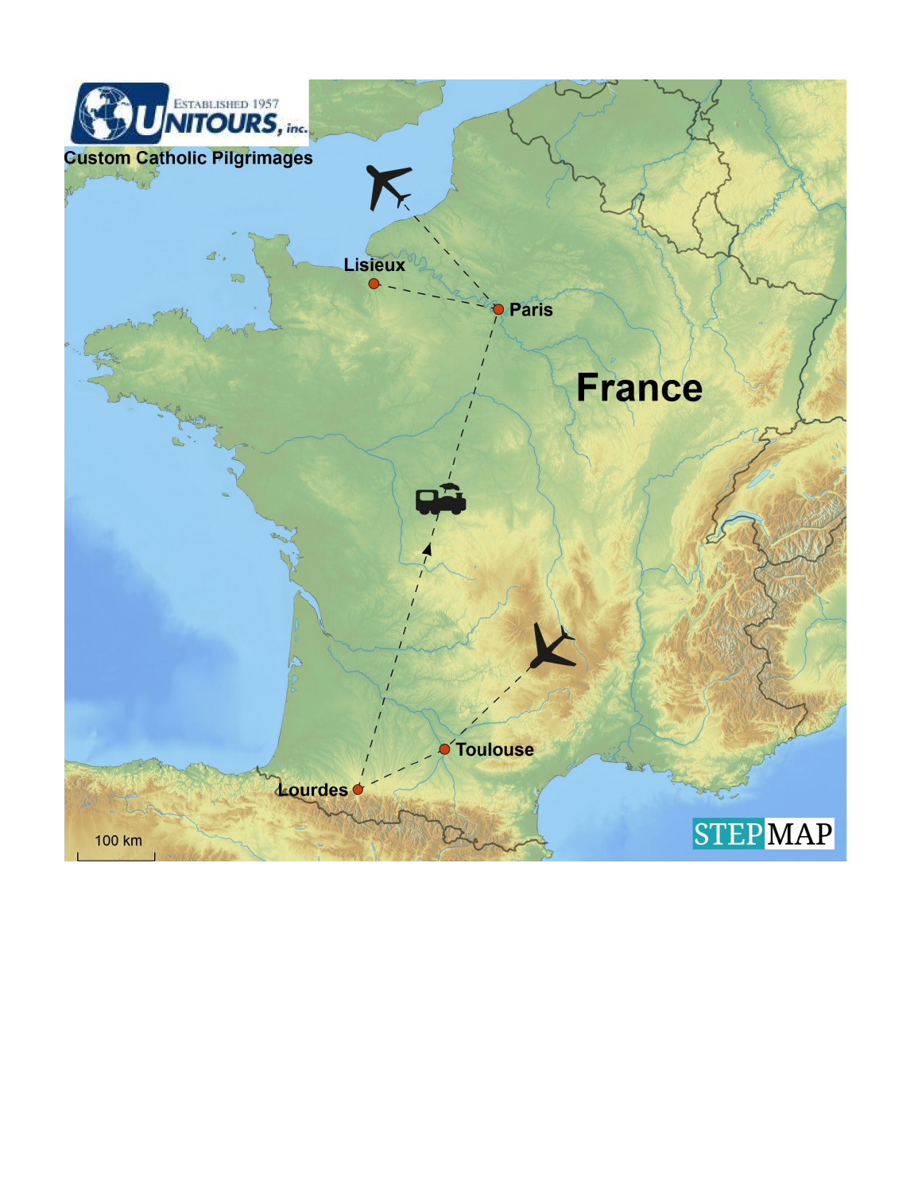ESTABLISHED 1957
UNITOURS, inc.
Custom Catholic Pilgrimages

Lisieux
Paris
France
Toulouse
Lourdes
100 km
STEPMAP